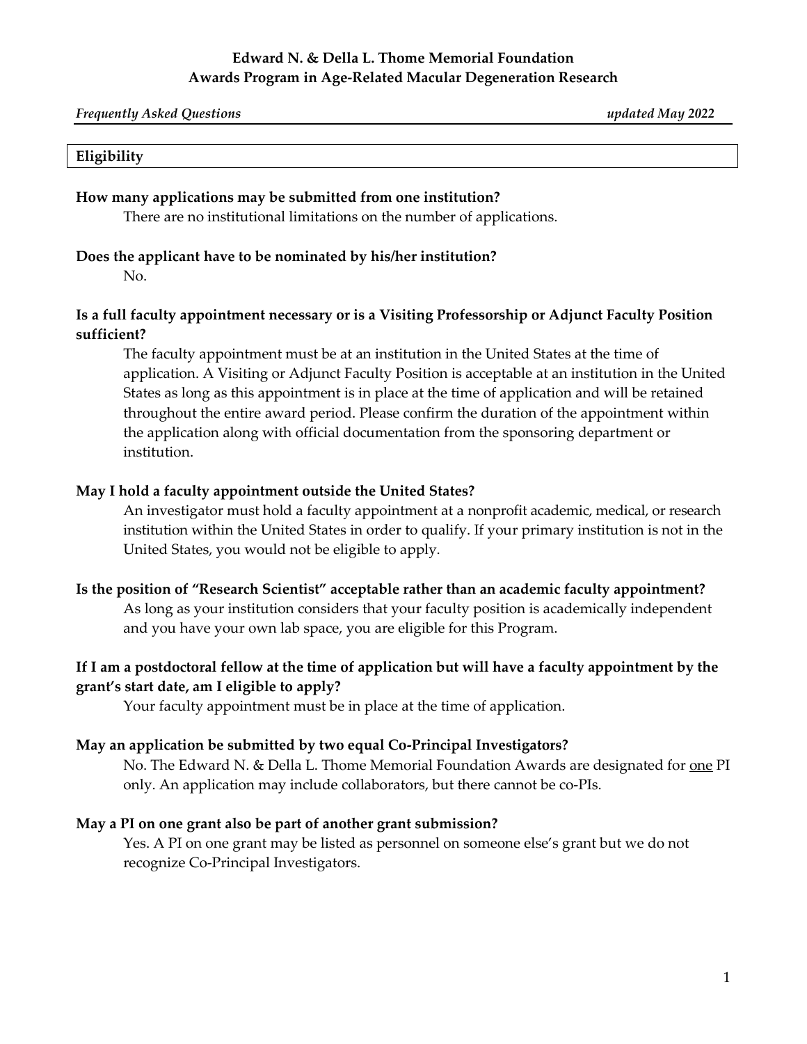# Edward N. & Della L. Thome Memorial Foundation
# Awards Program in Age-Related Macular Degeneration Research

*Frequently Asked Questions* *updated May 2022*

## Eligibility

**How many applications may be submitted from one institution?**

There are no institutional limitations on the number of applications.

**Does the applicant have to be nominated by his/her institution?**

No.

**Is a full faculty appointment necessary or is a Visiting Professorship or Adjunct Faculty Position sufficient?**

The faculty appointment must be at an institution in the United States at the time of application. A Visiting or Adjunct Faculty Position is acceptable at an institution in the United States as long as this appointment is in place at the time of application and will be retained throughout the entire award period. Please confirm the duration of the appointment within the application along with official documentation from the sponsoring department or institution.

**May I hold a faculty appointment outside the United States?**

An investigator must hold a faculty appointment at a nonprofit academic, medical, or research institution within the United States in order to qualify. If your primary institution is not in the United States, you would not be eligible to apply.

**Is the position of "Research Scientist" acceptable rather than an academic faculty appointment?**

As long as your institution considers that your faculty position is academically independent and you have your own lab space, you are eligible for this Program.

**If I am a postdoctoral fellow at the time of application but will have a faculty appointment by the grant's start date, am I eligible to apply?**

Your faculty appointment must be in place at the time of application.

**May an application be submitted by two equal Co-Principal Investigators?**

No. The Edward N. & Della L. Thome Memorial Foundation Awards are designated for one PI only. An application may include collaborators, but there cannot be co-PIs.

**May a PI on one grant also be part of another grant submission?**

Yes. A PI on one grant may be listed as personnel on someone else's grant but we do not recognize Co-Principal Investigators.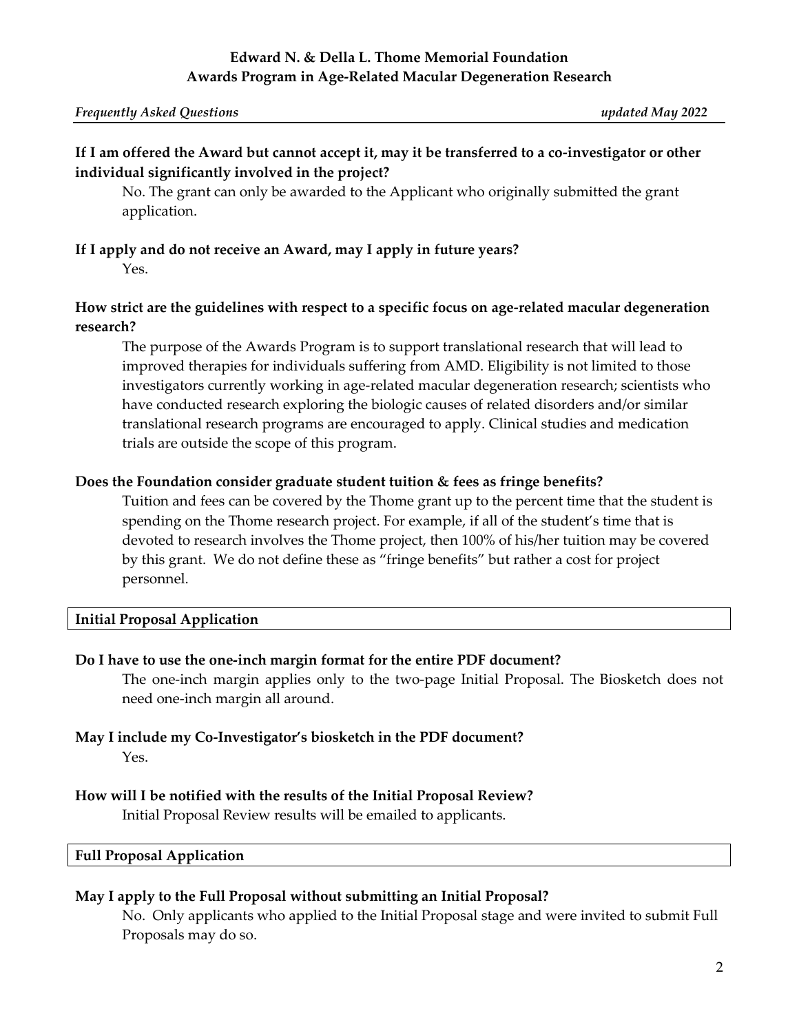**If I am offered the Award but cannot accept it, may it be transferred to a co-investigator or other individual significantly involved in the project?**

No. The grant can only be awarded to the Applicant who originally submitted the grant application.

**If I apply and do not receive an Award, may I apply in future years?**

Yes.

**How strict are the guidelines with respect to a specific focus on age-related macular degeneration research?**

The purpose of the Awards Program is to support translational research that will lead to improved therapies for individuals suffering from AMD. Eligibility is not limited to those investigators currently working in age-related macular degeneration research; scientists who have conducted research exploring the biologic causes of related disorders and/or similar translational research programs are encouraged to apply. Clinical studies and medication trials are outside the scope of this program.

**Does the Foundation consider graduate student tuition & fees as fringe benefits?**

Tuition and fees can be covered by the Thome grant up to the percent time that the student is spending on the Thome research project. For example, if all of the student's time that is devoted to research involves the Thome project, then 100% of his/her tuition may be covered by this grant. We do not define these as "fringe benefits" but rather a cost for project personnel.

## Initial Proposal Application

**Do I have to use the one-inch margin format for the entire PDF document?**

The one-inch margin applies only to the two-page Initial Proposal. The Biosketch does not need one-inch margin all around.

**May I include my Co-Investigator's biosketch in the PDF document?**

Yes.

**How will I be notified with the results of the Initial Proposal Review?**

Initial Proposal Review results will be emailed to applicants.

## Full Proposal Application

**May I apply to the Full Proposal without submitting an Initial Proposal?**

No. Only applicants who applied to the Initial Proposal stage and were invited to submit Full Proposals may do so.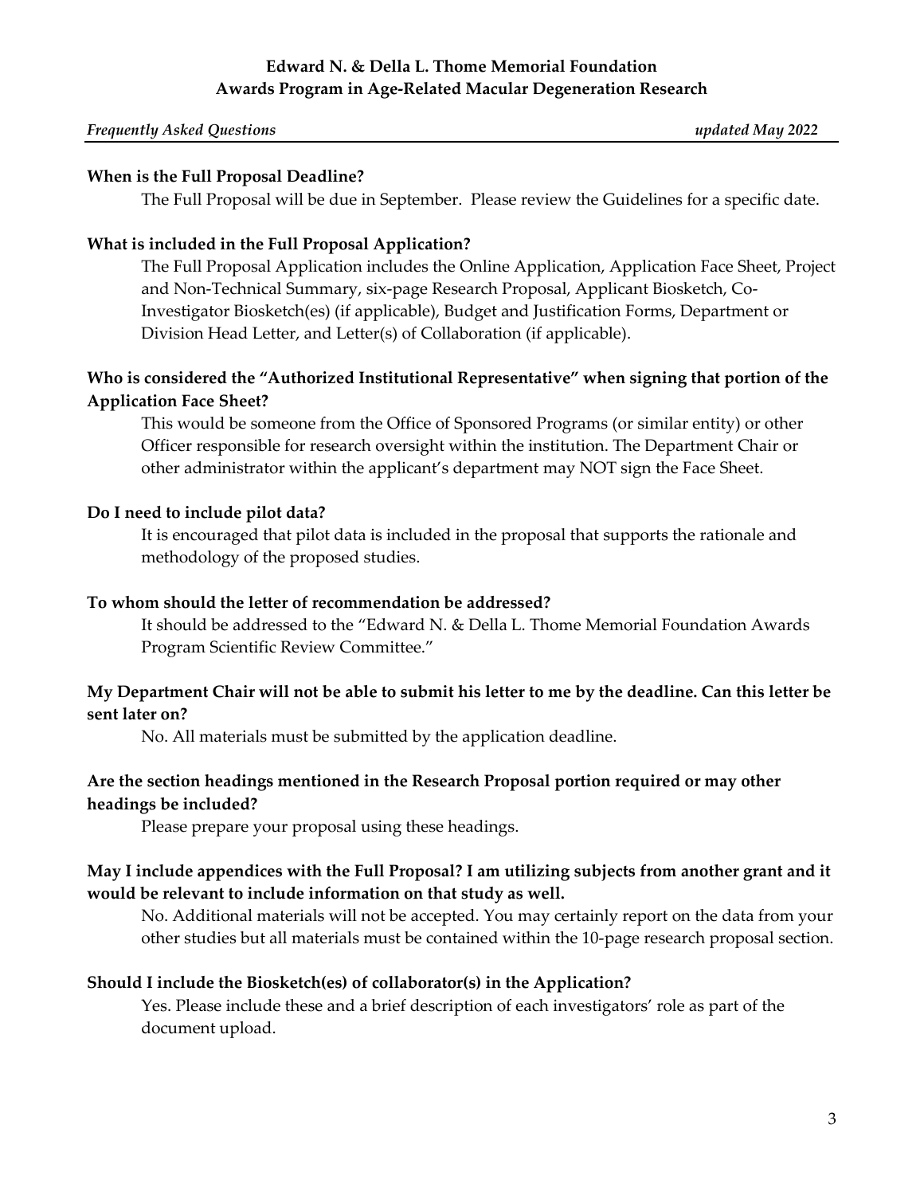**Edward N. & Della L. Thome Memorial Foundation**
**Awards Program in Age-Related Macular Degeneration Research**

*Frequently Asked Questions* *updated May 2022*

**When is the Full Proposal Deadline?**

The Full Proposal will be due in September. Please review the Guidelines for a specific date.

**What is included in the Full Proposal Application?**

The Full Proposal Application includes the Online Application, Application Face Sheet, Project and Non-Technical Summary, six-page Research Proposal, Applicant Biosketch, Co-Investigator Biosketch(es) (if applicable), Budget and Justification Forms, Department or Division Head Letter, and Letter(s) of Collaboration (if applicable).

**Who is considered the "Authorized Institutional Representative" when signing that portion of the Application Face Sheet?**

This would be someone from the Office of Sponsored Programs (or similar entity) or other Officer responsible for research oversight within the institution. The Department Chair or other administrator within the applicant's department may NOT sign the Face Sheet.

**Do I need to include pilot data?**

It is encouraged that pilot data is included in the proposal that supports the rationale and methodology of the proposed studies.

**To whom should the letter of recommendation be addressed?**

It should be addressed to the "Edward N. & Della L. Thome Memorial Foundation Awards Program Scientific Review Committee."

**My Department Chair will not be able to submit his letter to me by the deadline. Can this letter be sent later on?**

No. All materials must be submitted by the application deadline.

**Are the section headings mentioned in the Research Proposal portion required or may other headings be included?**

Please prepare your proposal using these headings.

**May I include appendices with the Full Proposal? I am utilizing subjects from another grant and it would be relevant to include information on that study as well.**

No. Additional materials will not be accepted. You may certainly report on the data from your other studies but all materials must be contained within the 10-page research proposal section.

**Should I include the Biosketch(es) of collaborator(s) in the Application?**

Yes. Please include these and a brief description of each investigators' role as part of the document upload.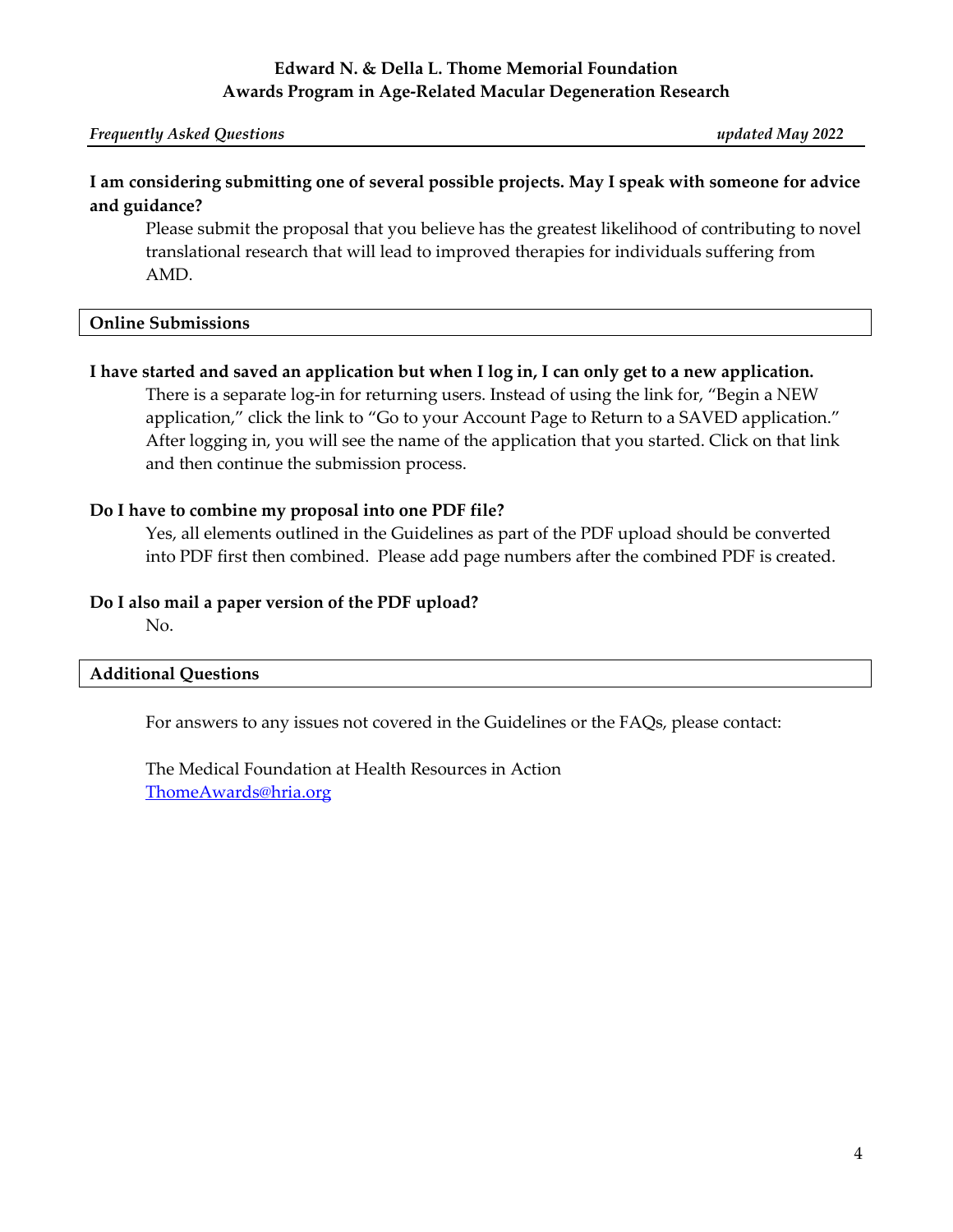**Edward N. & Della L. Thome Memorial Foundation**
**Awards Program in Age-Related Macular Degeneration Research**

***Frequently Asked Questions*** ***updated May 2022***

**I am considering submitting one of several possible projects. May I speak with someone for advice and guidance?**

Please submit the proposal that you believe has the greatest likelihood of contributing to novel translational research that will lead to improved therapies for individuals suffering from AMD.

## Online Submissions

**I have started and saved an application but when I log in, I can only get to a new application.**

There is a separate log-in for returning users. Instead of using the link for, "Begin a NEW application," click the link to "Go to your Account Page to Return to a SAVED application." After logging in, you will see the name of the application that you started. Click on that link and then continue the submission process.

**Do I have to combine my proposal into one PDF file?**

Yes, all elements outlined in the Guidelines as part of the PDF upload should be converted into PDF first then combined. Please add page numbers after the combined PDF is created.

**Do I also mail a paper version of the PDF upload?**

No.

## Additional Questions

For answers to any issues not covered in the Guidelines or the FAQs, please contact:

The Medical Foundation at Health Resources in Action
ThomeAwards@hria.org